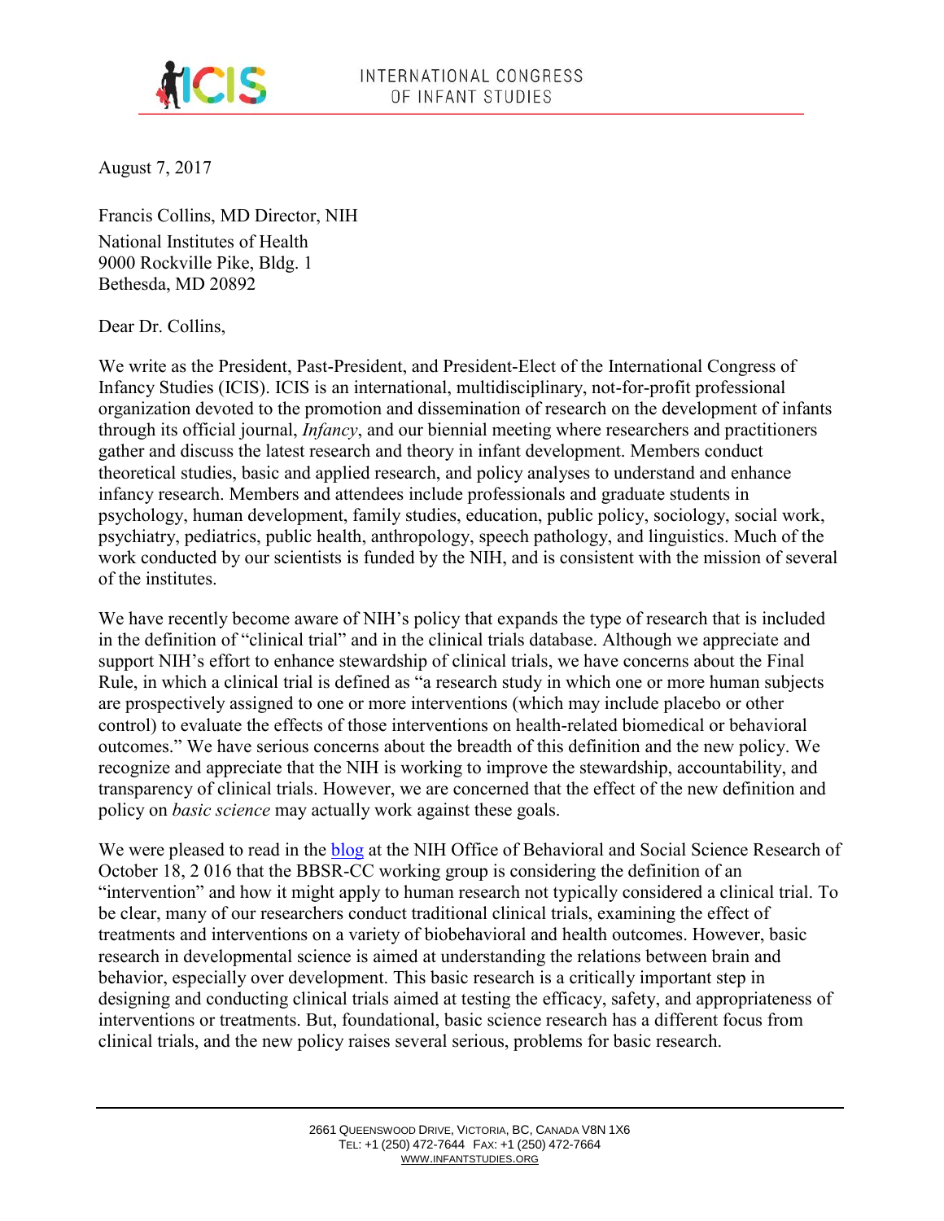INTERNATIONAL CONGRESS
OF INFANT STUDIES

August 7, 2017

Francis Collins, MD Director, NIH
National Institutes of Health
9000 Rockville Pike, Bldg. 1
Bethesda, MD 20892

Dear Dr. Collins,

We write as the President, Past-President, and President-Elect of the International Congress of Infancy Studies (ICIS). ICIS is an international, multidisciplinary, not-for-profit professional organization devoted to the promotion and dissemination of research on the development of infants through its official journal, *Infancy*, and our biennial meeting where researchers and practitioners gather and discuss the latest research and theory in infant development. Members conduct theoretical studies, basic and applied research, and policy analyses to understand and enhance infancy research. Members and attendees include professionals and graduate students in psychology, human development, family studies, education, public policy, sociology, social work, psychiatry, pediatrics, public health, anthropology, speech pathology, and linguistics. Much of the work conducted by our scientists is funded by the NIH, and is consistent with the mission of several of the institutes.

We have recently become aware of NIH's policy that expands the type of research that is included in the definition of "clinical trial" and in the clinical trials database. Although we appreciate and support NIH's effort to enhance stewardship of clinical trials, we have concerns about the Final Rule, in which a clinical trial is defined as "a research study in which one or more human subjects are prospectively assigned to one or more interventions (which may include placebo or other control) to evaluate the effects of those interventions on health-related biomedical or behavioral outcomes." We have serious concerns about the breadth of this definition and the new policy. We recognize and appreciate that the NIH is working to improve the stewardship, accountability, and transparency of clinical trials. However, we are concerned that the effect of the new definition and policy on *basic science* may actually work against these goals.

We were pleased to read in the blog at the NIH Office of Behavioral and Social Science Research of October 18, 2 016 that the BBSR-CC working group is considering the definition of an "intervention" and how it might apply to human research not typically considered a clinical trial. To be clear, many of our researchers conduct traditional clinical trials, examining the effect of treatments and interventions on a variety of biobehavioral and health outcomes. However, basic research in developmental science is aimed at understanding the relations between brain and behavior, especially over development. This basic research is a critically important step in designing and conducting clinical trials aimed at testing the efficacy, safety, and appropriateness of interventions or treatments. But, foundational, basic science research has a different focus from clinical trials, and the new policy raises several serious, problems for basic research.

2661 Queenswood Drive, Victoria, BC, Canada V8N 1X6
Tel: +1 (250) 472-7644 Fax: +1 (250) 472-7664
WWW.INFANTSTUDIES.ORG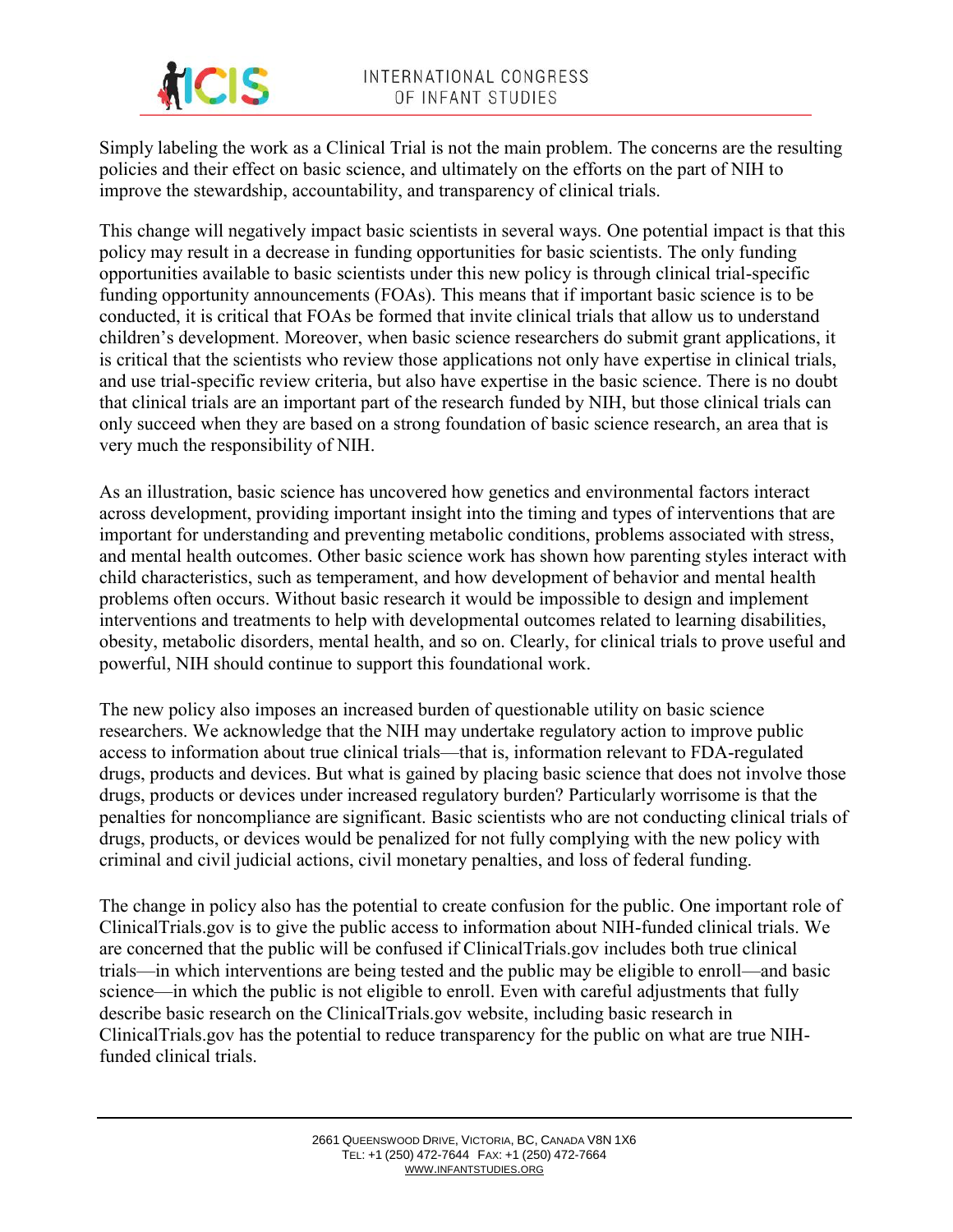Simply labeling the work as a Clinical Trial is not the main problem. The concerns are the resulting policies and their effect on basic science, and ultimately on the efforts on the part of NIH to improve the stewardship, accountability, and transparency of clinical trials.

This change will negatively impact basic scientists in several ways. One potential impact is that this policy may result in a decrease in funding opportunities for basic scientists. The only funding opportunities available to basic scientists under this new policy is through clinical trial-specific funding opportunity announcements (FOAs). This means that if important basic science is to be conducted, it is critical that FOAs be formed that invite clinical trials that allow us to understand children's development. Moreover, when basic science researchers do submit grant applications, it is critical that the scientists who review those applications not only have expertise in clinical trials, and use trial-specific review criteria, but also have expertise in the basic science. There is no doubt that clinical trials are an important part of the research funded by NIH, but those clinical trials can only succeed when they are based on a strong foundation of basic science research, an area that is very much the responsibility of NIH.

As an illustration, basic science has uncovered how genetics and environmental factors interact across development, providing important insight into the timing and types of interventions that are important for understanding and preventing metabolic conditions, problems associated with stress, and mental health outcomes. Other basic science work has shown how parenting styles interact with child characteristics, such as temperament, and how development of behavior and mental health problems often occurs. Without basic research it would be impossible to design and implement interventions and treatments to help with developmental outcomes related to learning disabilities, obesity, metabolic disorders, mental health, and so on. Clearly, for clinical trials to prove useful and powerful, NIH should continue to support this foundational work.

The new policy also imposes an increased burden of questionable utility on basic science researchers. We acknowledge that the NIH may undertake regulatory action to improve public access to information about true clinical trials—that is, information relevant to FDA-regulated drugs, products and devices. But what is gained by placing basic science that does not involve those drugs, products or devices under increased regulatory burden? Particularly worrisome is that the penalties for noncompliance are significant. Basic scientists who are not conducting clinical trials of drugs, products, or devices would be penalized for not fully complying with the new policy with criminal and civil judicial actions, civil monetary penalties, and loss of federal funding.

The change in policy also has the potential to create confusion for the public. One important role of ClinicalTrials.gov is to give the public access to information about NIH-funded clinical trials. We are concerned that the public will be confused if ClinicalTrials.gov includes both true clinical trials—in which interventions are being tested and the public may be eligible to enroll—and basic science—in which the public is not eligible to enroll. Even with careful adjustments that fully describe basic research on the ClinicalTrials.gov website, including basic research in ClinicalTrials.gov has the potential to reduce transparency for the public on what are true NIH-funded clinical trials.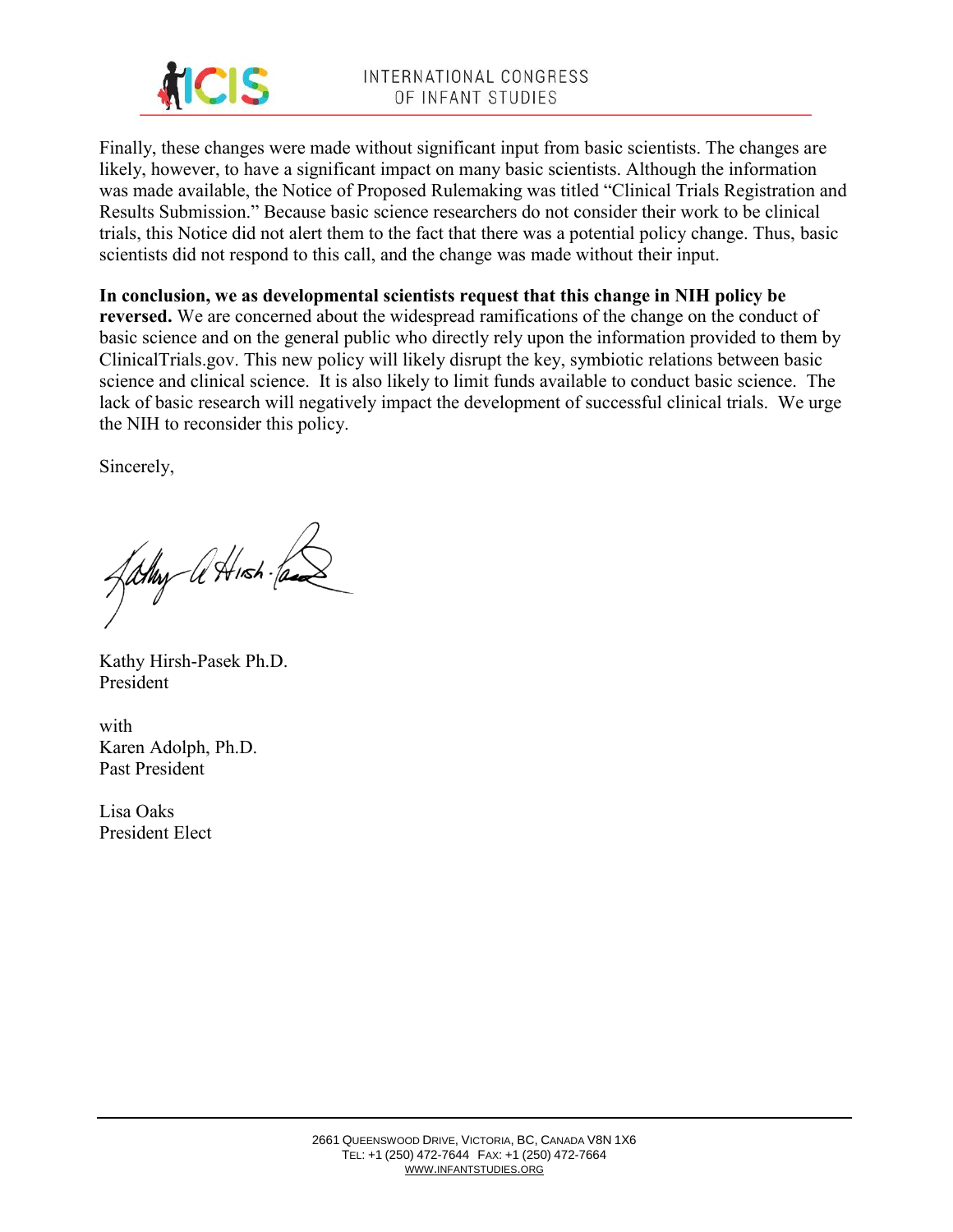Finally, these changes were made without significant input from basic scientists. The changes are likely, however, to have a significant impact on many basic scientists. Although the information was made available, the Notice of Proposed Rulemaking was titled "Clinical Trials Registration and Results Submission." Because basic science researchers do not consider their work to be clinical trials, this Notice did not alert them to the fact that there was a potential policy change. Thus, basic scientists did not respond to this call, and the change was made without their input.

**In conclusion, we as developmental scientists request that this change in NIH policy be reversed.** We are concerned about the widespread ramifications of the change on the conduct of basic science and on the general public who directly rely upon the information provided to them by ClinicalTrials.gov. This new policy will likely disrupt the key, symbiotic relations between basic science and clinical science. It is also likely to limit funds available to conduct basic science. The lack of basic research will negatively impact the development of successful clinical trials. We urge the NIH to reconsider this policy.

Sincerely,

Kathy Hirsh-Pasek Ph.D.
President

with
Karen Adolph, Ph.D.
Past President

Lisa Oaks
President Elect